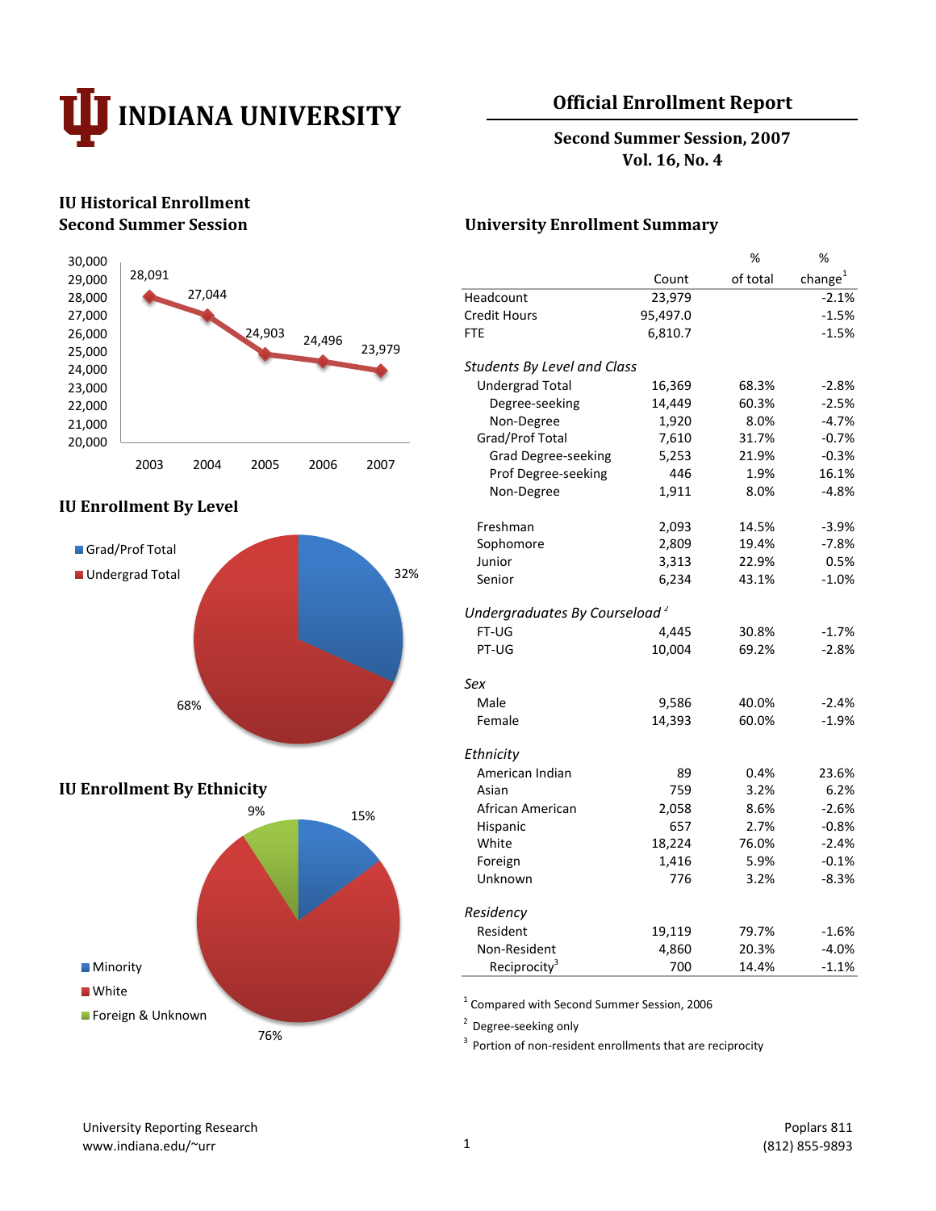# INDIANA UNIVERSITY

## Official Enrollment Report

**Second Summer Session, 2007**
**Vol. 16, No. 4**

### IU Historical Enrollment Second Summer Session

| Year | Enrollment |
|---|---|
| 2003 | 28,091 |
| 2004 | 27,044 |
| 2005 | 24,903 |
| 2006 | 24,496 |
| 2007 | 23,979 |

### IU Enrollment By Level

- Grad/Prof Total: 32%
- Undergrad Total: 68%

### IU Enrollment By Ethnicity

- Minority: 15%
- White: 76%
- Foreign & Unknown: 9%

### University Enrollment Summary

| | Count | % of total | % change[1] |
|---|---|---|---|
| Headcount | 23,979 | | -2.1% |
| Credit Hours | 95,497.0 | | -1.5% |
| FTE | 6,810.7 | | -1.5% |
| *Students By Level and Class* | | | |
| Undergrad Total | 16,369 | 68.3% | -2.8% |
| Degree-seeking | 14,449 | 60.3% | -2.5% |
| Non-Degree | 1,920 | 8.0% | -4.7% |
| Grad/Prof Total | 7,610 | 31.7% | -0.7% |
| Grad Degree-seeking | 5,253 | 21.9% | -0.3% |
| Prof Degree-seeking | 446 | 1.9% | 16.1% |
| Non-Degree | 1,911 | 8.0% | -4.8% |
| Freshman | 2,093 | 14.5% | -3.9% |
| Sophomore | 2,809 | 19.4% | -7.8% |
| Junior | 3,313 | 22.9% | 0.5% |
| Senior | 6,234 | 43.1% | -1.0% |
| *Undergraduates By Courseload*[2] | | | |
| FT-UG | 4,445 | 30.8% | -1.7% |
| PT-UG | 10,004 | 69.2% | -2.8% |
| *Sex* | | | |
| Male | 9,586 | 40.0% | -2.4% |
| Female | 14,393 | 60.0% | -1.9% |
| *Ethnicity* | | | |
| American Indian | 89 | 0.4% | 23.6% |
| Asian | 759 | 3.2% | 6.2% |
| African American | 2,058 | 8.6% | -2.6% |
| Hispanic | 657 | 2.7% | -0.8% |
| White | 18,224 | 76.0% | -2.4% |
| Foreign | 1,416 | 5.9% | -0.1% |
| Unknown | 776 | 3.2% | -8.3% |
| *Residency* | | | |
| Resident | 19,119 | 79.7% | -1.6% |
| Non-Resident | 4,860 | 20.3% | -4.0% |
| Reciprocity[3] | 700 | 14.4% | -1.1% |

[1] Compared with Second Summer Session, 2006

[2] Degree-seeking only

[3] Portion of non-resident enrollments that are reciprocity

University Reporting Research
www.indiana.edu/~urr

Poplars 811
(812) 855-9893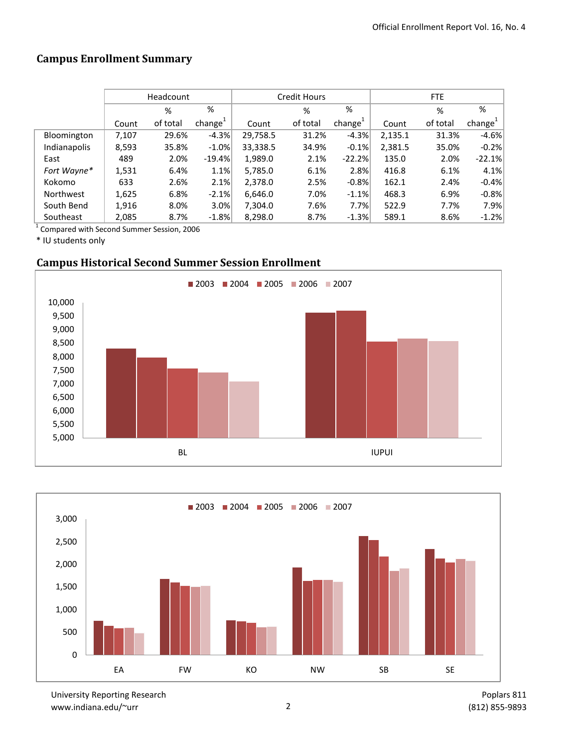## Campus Enrollment Summary

| | Headcount | | | Credit Hours | | | FTE | | |
|---|---|---|---|---|---|---|---|---|---|
| | Count | % of total | % change[1] | Count | % of total | % change[1] | Count | % of total | % change[1] |
| Bloomington | 7,107 | 29.6% | -4.3% | 29,758.5 | 31.2% | -4.3% | 2,135.1 | 31.3% | -4.6% |
| Indianapolis | 8,593 | 35.8% | -1.0% | 33,338.5 | 34.9% | -0.1% | 2,381.5 | 35.0% | -0.2% |
| East | 489 | 2.0% | -19.4% | 1,989.0 | 2.1% | -22.2% | 135.0 | 2.0% | -22.1% |
| *Fort Wayne** | 1,531 | 6.4% | 1.1% | 5,785.0 | 6.1% | 2.8% | 416.8 | 6.1% | 4.1% |
| Kokomo | 633 | 2.6% | 2.1% | 2,378.0 | 2.5% | -0.8% | 162.1 | 2.4% | -0.4% |
| Northwest | 1,625 | 6.8% | -2.1% | 6,646.0 | 7.0% | -1.1% | 468.3 | 6.9% | -0.8% |
| South Bend | 1,916 | 8.0% | 3.0% | 7,304.0 | 7.6% | 7.7% | 522.9 | 7.7% | 7.9% |
| Southeast | 2,085 | 8.7% | -1.8% | 8,298.0 | 8.7% | -1.3% | 589.1 | 8.6% | -1.2% |

[1] Compared with Second Summer Session, 2006

* IU students only

## Campus Historical Second Summer Session Enrollment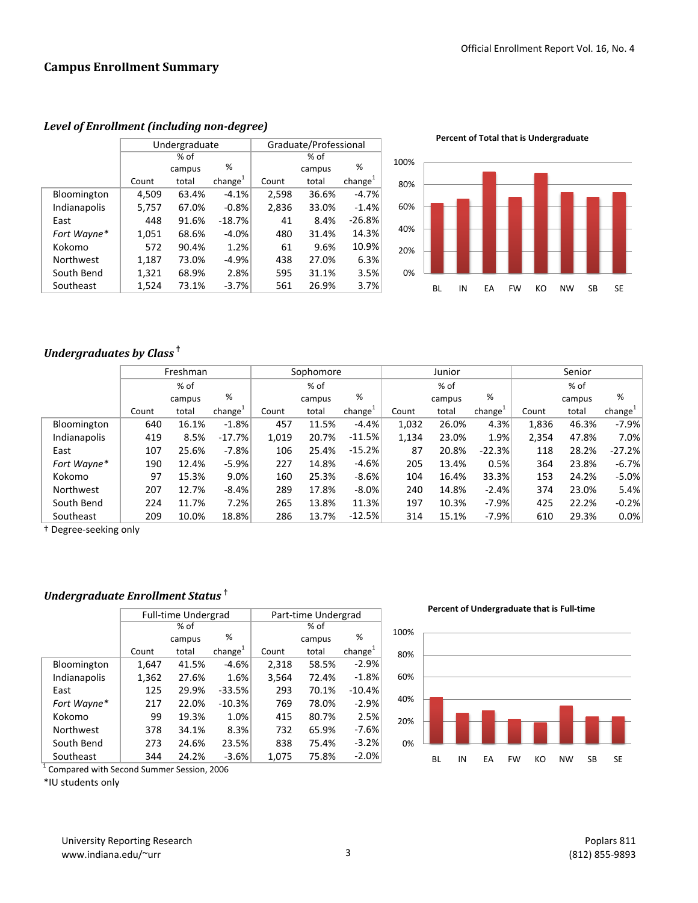## Campus Enrollment Summary

### *Level of Enrollment (including non-degree)*

| | Undergraduate | | | Graduate/Professional | | |
|---|---|---|---|---|---|---|
| | Count | % of campus total | % change[1] | Count | % of campus total | % change[1] |
| Bloomington | 4,509 | 63.4% | -4.1% | 2,598 | 36.6% | -4.7% |
| Indianapolis | 5,757 | 67.0% | -0.8% | 2,836 | 33.0% | -1.4% |
| East | 448 | 91.6% | -18.7% | 41 | 8.4% | -26.8% |
| *Fort Wayne** | 1,051 | 68.6% | -4.0% | 480 | 31.4% | 14.3% |
| Kokomo | 572 | 90.4% | 1.2% | 61 | 9.6% | 10.9% |
| Northwest | 1,187 | 73.0% | -4.9% | 438 | 27.0% | 6.3% |
| South Bend | 1,321 | 68.9% | 2.8% | 595 | 31.1% | 3.5% |
| Southeast | 1,524 | 73.1% | -3.7% | 561 | 26.9% | 3.7% |

**Percent of Total that is Undergraduate**

### *Undergraduates by Class* †

| | Freshman | | | Sophomore | | | Junior | | | Senior | | |
|---|---|---|---|---|---|---|---|---|---|---|---|---|
| | Count | % of campus total | % change[1] | Count | % of campus total | % change[1] | Count | % of campus total | % change[1] | Count | % of campus total | % change[1] |
| Bloomington | 640 | 16.1% | -1.8% | 457 | 11.5% | -4.4% | 1,032 | 26.0% | 4.3% | 1,836 | 46.3% | -7.9% |
| Indianapolis | 419 | 8.5% | -17.7% | 1,019 | 20.7% | -11.5% | 1,134 | 23.0% | 1.9% | 2,354 | 47.8% | 7.0% |
| East | 107 | 25.6% | -7.8% | 106 | 25.4% | -15.2% | 87 | 20.8% | -22.3% | 118 | 28.2% | -27.2% |
| *Fort Wayne** | 190 | 12.4% | -5.9% | 227 | 14.8% | -4.6% | 205 | 13.4% | 0.5% | 364 | 23.8% | -6.7% |
| Kokomo | 97 | 15.3% | 9.0% | 160 | 25.3% | -8.6% | 104 | 16.4% | 33.3% | 153 | 24.2% | -5.0% |
| Northwest | 207 | 12.7% | -8.4% | 289 | 17.8% | -8.0% | 240 | 14.8% | -2.4% | 374 | 23.0% | 5.4% |
| South Bend | 224 | 11.7% | 7.2% | 265 | 13.8% | 11.3% | 197 | 10.3% | -7.9% | 425 | 22.2% | -0.2% |
| Southeast | 209 | 10.0% | 18.8% | 286 | 13.7% | -12.5% | 314 | 15.1% | -7.9% | 610 | 29.3% | 0.0% |

† Degree-seeking only

### *Undergraduate Enrollment Status* †

| | Full-time Undergrad | | | Part-time Undergrad | | |
|---|---|---|---|---|---|---|
| | Count | % of campus total | % change[1] | Count | % of campus total | % change[1] |
| Bloomington | 1,647 | 41.5% | -4.6% | 2,318 | 58.5% | -2.9% |
| Indianapolis | 1,362 | 27.6% | 1.6% | 3,564 | 72.4% | -1.8% |
| East | 125 | 29.9% | -33.5% | 293 | 70.1% | -10.4% |
| *Fort Wayne** | 217 | 22.0% | -10.3% | 769 | 78.0% | -2.9% |
| Kokomo | 99 | 19.3% | 1.0% | 415 | 80.7% | 2.5% |
| Northwest | 378 | 34.1% | 8.3% | 732 | 65.9% | -7.6% |
| South Bend | 273 | 24.6% | 23.5% | 838 | 75.4% | -3.2% |
| Southeast | 344 | 24.2% | -3.6% | 1,075 | 75.8% | -2.0% |

[1] Compared with Second Summer Session, 2006

*IU students only

**Percent of Undergraduate that is Full-time**

University Reporting Research
www.indiana.edu/~urr

Poplars 811
(812) 855-9893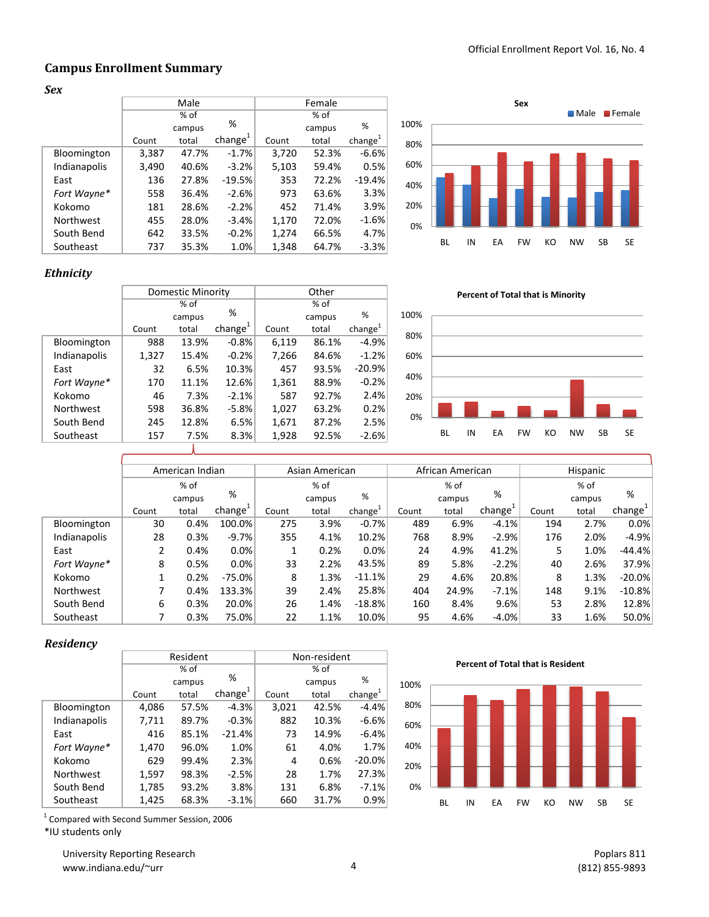## Campus Enrollment Summary

### *Sex*

| | Male | | | Female | | |
|---|---|---|---|---|---|---|
| | Count | % of campus total | % change[1] | Count | % of campus total | % change[1] |
| Bloomington | 3,387 | 47.7% | -1.7% | 3,720 | 52.3% | -6.6% |
| Indianapolis | 3,490 | 40.6% | -3.2% | 5,103 | 59.4% | 0.5% |
| East | 136 | 27.8% | -19.5% | 353 | 72.2% | -19.4% |
| *Fort Wayne** | 558 | 36.4% | -2.6% | 973 | 63.6% | 3.3% |
| Kokomo | 181 | 28.6% | -2.2% | 452 | 71.4% | 3.9% |
| Northwest | 455 | 28.0% | -3.4% | 1,170 | 72.0% | -1.6% |
| South Bend | 642 | 33.5% | -0.2% | 1,274 | 66.5% | 4.7% |
| Southeast | 737 | 35.3% | 1.0% | 1,348 | 64.7% | -3.3% |

Sex

Male Female

100%
80%
60%
40%
20%
0%

BL IN EA FW KO NW SB SE

### *Ethnicity*

| | Domestic Minority | | | Other | | |
|---|---|---|---|---|---|---|
| | Count | % of campus total | % change[1] | Count | % of campus total | % change[1] |
| Bloomington | 988 | 13.9% | -0.8% | 6,119 | 86.1% | -4.9% |
| Indianapolis | 1,327 | 15.4% | -0.2% | 7,266 | 84.6% | -1.2% |
| East | 32 | 6.5% | 10.3% | 457 | 93.5% | -20.9% |
| *Fort Wayne** | 170 | 11.1% | 12.6% | 1,361 | 88.9% | -0.2% |
| Kokomo | 46 | 7.3% | -2.1% | 587 | 92.7% | 2.4% |
| Northwest | 598 | 36.8% | -5.8% | 1,027 | 63.2% | 0.2% |
| South Bend | 245 | 12.8% | 6.5% | 1,671 | 87.2% | 2.5% |
| Southeast | 157 | 7.5% | 8.3% | 1,928 | 92.5% | -2.6% |

Percent of Total that is Minority

100%
80%
60%
40%
20%
0%

BL IN EA FW KO NW SB SE

| | American Indian | | | Asian American | | | African American | | | Hispanic | | |
|---|---|---|---|---|---|---|---|---|---|---|---|---|
| | Count | % of campus total | % change[1] | Count | % of campus total | % change[1] | Count | % of campus total | % change[1] | Count | % of campus total | % change[1] |
| Bloomington | 30 | 0.4% | 100.0% | 275 | 3.9% | -0.7% | 489 | 6.9% | -4.1% | 194 | 2.7% | 0.0% |
| Indianapolis | 28 | 0.3% | -9.7% | 355 | 4.1% | 10.2% | 768 | 8.9% | -2.9% | 176 | 2.0% | -4.9% |
| East | 2 | 0.4% | 0.0% | 1 | 0.2% | 0.0% | 24 | 4.9% | 41.2% | 5 | 1.0% | -44.4% |
| *Fort Wayne** | 8 | 0.5% | 0.0% | 33 | 2.2% | 43.5% | 89 | 5.8% | -2.2% | 40 | 2.6% | 37.9% |
| Kokomo | 1 | 0.2% | -75.0% | 8 | 1.3% | -11.1% | 29 | 4.6% | 20.8% | 8 | 1.3% | -20.0% |
| Northwest | 7 | 0.4% | 133.3% | 39 | 2.4% | 25.8% | 404 | 24.9% | -7.1% | 148 | 9.1% | -10.8% |
| South Bend | 6 | 0.3% | 20.0% | 26 | 1.4% | -18.8% | 160 | 8.4% | 9.6% | 53 | 2.8% | 12.8% |
| Southeast | 7 | 0.3% | 75.0% | 22 | 1.1% | 10.0% | 95 | 4.6% | -4.0% | 33 | 1.6% | 50.0% |

### *Residency*

| | Resident | | | Non-resident | | |
|---|---|---|---|---|---|---|
| | Count | % of campus total | % change[1] | Count | % of campus total | % change[1] |
| Bloomington | 4,086 | 57.5% | -4.3% | 3,021 | 42.5% | -4.4% |
| Indianapolis | 7,711 | 89.7% | -0.3% | 882 | 10.3% | -6.6% |
| East | 416 | 85.1% | -21.4% | 73 | 14.9% | -6.4% |
| *Fort Wayne** | 1,470 | 96.0% | 1.0% | 61 | 4.0% | 1.7% |
| Kokomo | 629 | 99.4% | 2.3% | 4 | 0.6% | -20.0% |
| Northwest | 1,597 | 98.3% | -2.5% | 28 | 1.7% | 27.3% |
| South Bend | 1,785 | 93.2% | 3.8% | 131 | 6.8% | -7.1% |
| Southeast | 1,425 | 68.3% | -3.1% | 660 | 31.7% | 0.9% |

Percent of Total that is Resident

100%
80%
60%
40%
20%
0%

BL IN EA FW KO NW SB SE

[1] Compared with Second Summer Session, 2006

*IU students only

University Reporting Research
www.indiana.edu/~urr

Poplars 811
(812) 855-9893